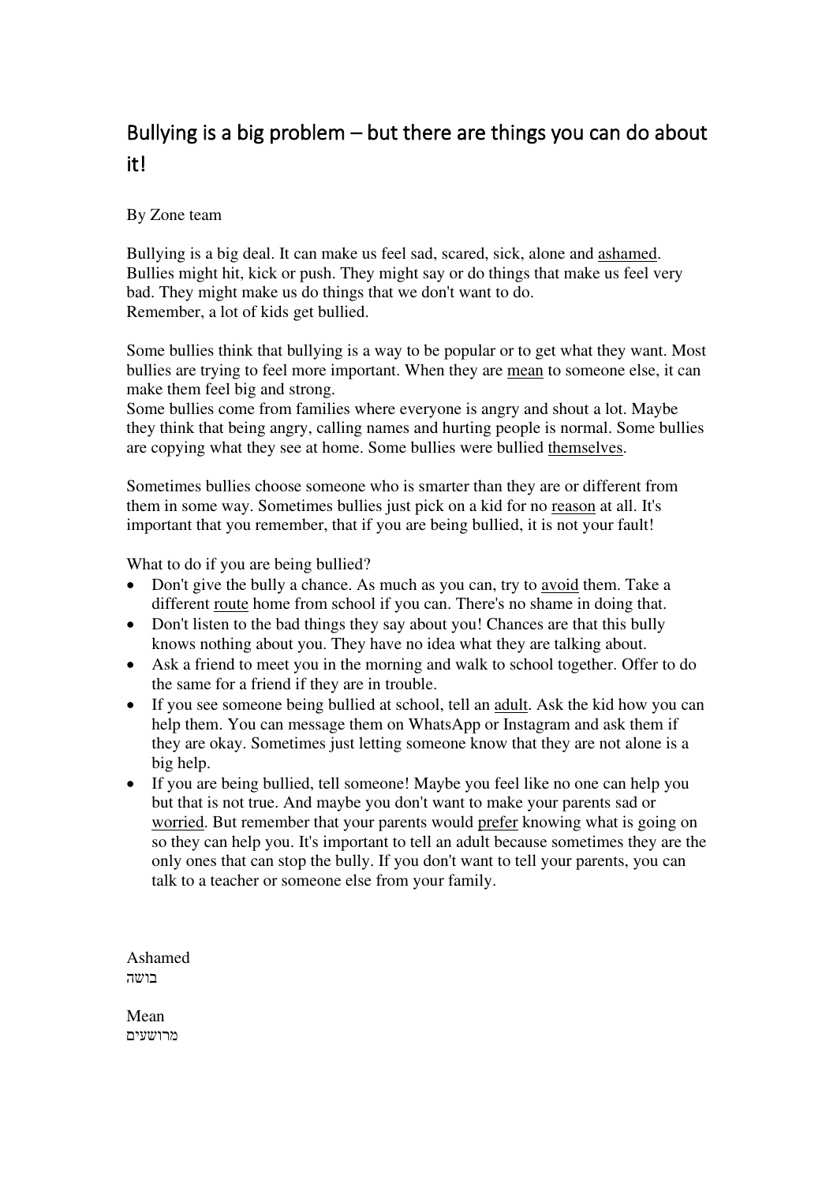# Bullying is a big problem – but there are things you can do about it!

By Zone team

Bullying is a big deal. It can make us feel sad, scared, sick, alone and <u>ashamed</u>. Bullies might hit, kick or push. They might say or do things that make us feel very bad. They might make us do things that we don't want to do.
Remember, a lot of kids get bullied.

Some bullies think that bullying is a way to be popular or to get what they want. Most bullies are trying to feel more important. When they are <u>mean</u> to someone else, it can make them feel big and strong.
Some bullies come from families where everyone is angry and shout a lot. Maybe they think that being angry, calling names and hurting people is normal. Some bullies are copying what they see at home. Some bullies were bullied <u>themselves</u>.

Sometimes bullies choose someone who is smarter than they are or different from them in some way. Sometimes bullies just pick on a kid for no <u>reason</u> at all. It's important that you remember, that if you are being bullied, it is not your fault!

What to do if you are being bullied?

- Don't give the bully a chance. As much as you can, try to <u>avoid</u> them. Take a different <u>route</u> home from school if you can. There's no shame in doing that.
- Don't listen to the bad things they say about you! Chances are that this bully knows nothing about you. They have no idea what they are talking about.
- Ask a friend to meet you in the morning and walk to school together. Offer to do the same for a friend if they are in trouble.
- If you see someone being bullied at school, tell an <u>adult</u>. Ask the kid how you can help them. You can message them on WhatsApp or Instagram and ask them if they are okay. Sometimes just letting someone know that they are not alone is a big help.
- If you are being bullied, tell someone! Maybe you feel like no one can help you but that is not true. And maybe you don't want to make your parents sad or <u>worried</u>. But remember that your parents would <u>prefer</u> knowing what is going on so they can help you. It's important to tell an adult because sometimes they are the only ones that can stop the bully. If you don't want to tell your parents, you can talk to a teacher or someone else from your family.

Ashamed
בושה

Mean
מרושעים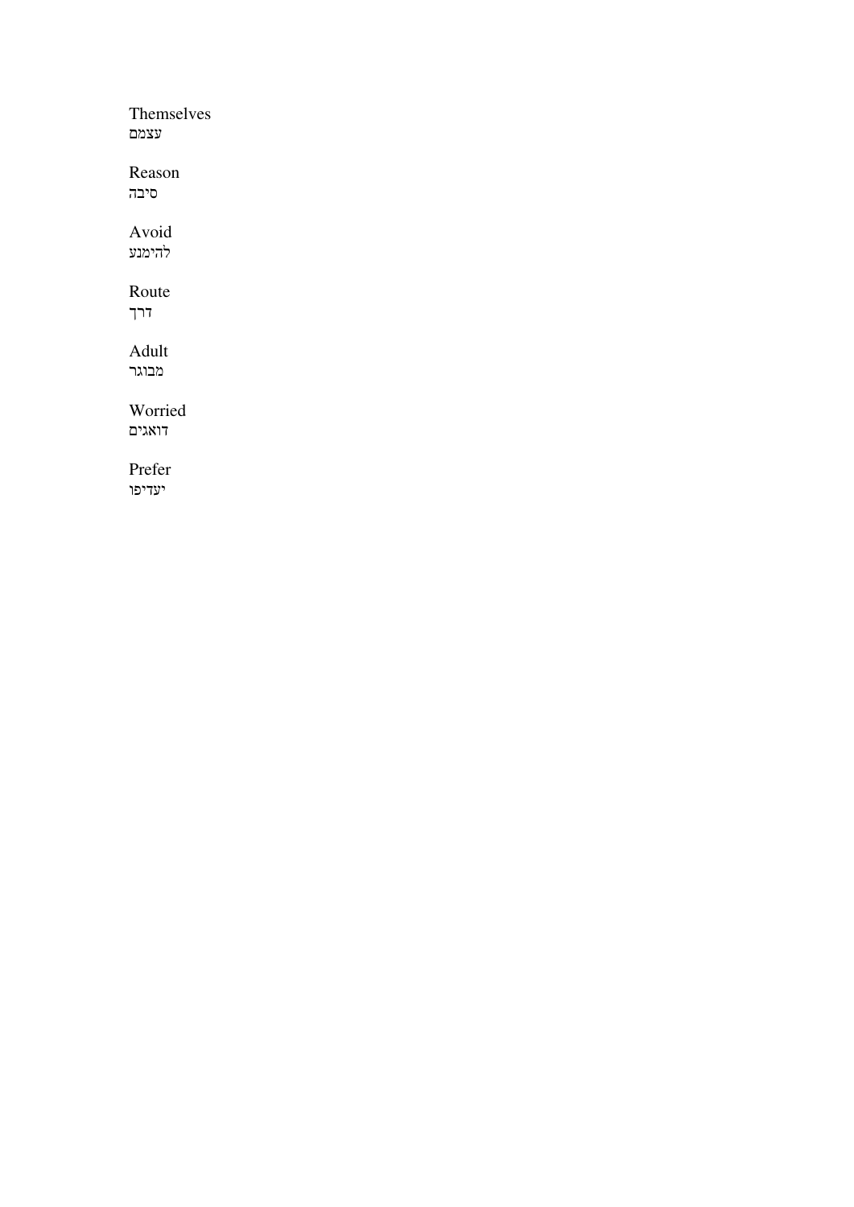Themselves
עצמם

Reason
סיבה

Avoid
להימנע

Route
דרך

Adult
מבוגר

Worried
דואגים

Prefer
יעדיפו